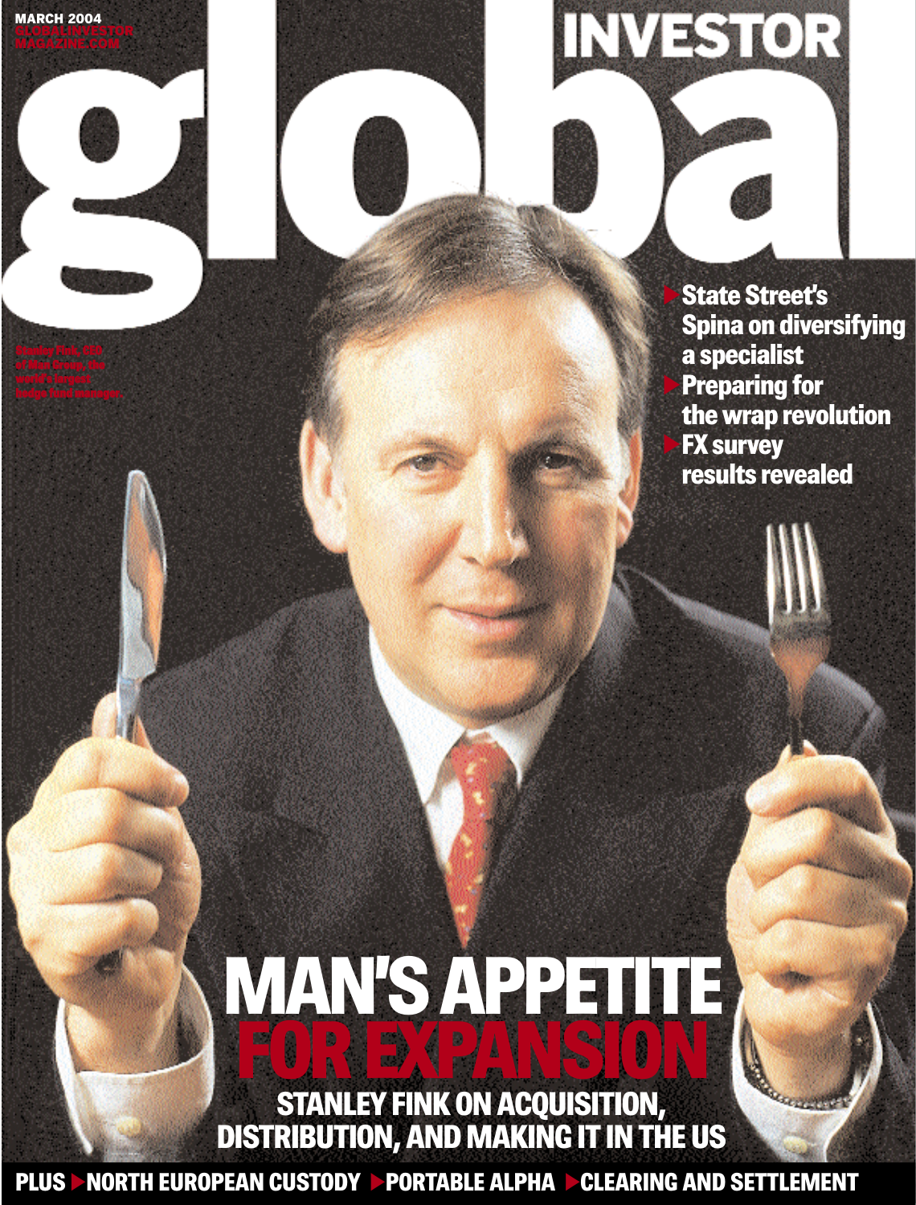MARCH 2004
GLOBALINVESTOR
MAGAZINE.COM

# global INVESTOR

Stanley Fink, CEO of Man Group, the world's largest hedge fund manager.

- State Street's Spina on diversifying a specialist
- Preparing for the wrap revolution
- FX survey results revealed

# MAN'S APPETITE FOR EXPANSION

## STANLEY FINK ON ACQUISITION, DISTRIBUTION, AND MAKING IT IN THE US

PLUS ▸ NORTH EUROPEAN CUSTODY ▸ PORTABLE ALPHA ▸ CLEARING AND SETTLEMENT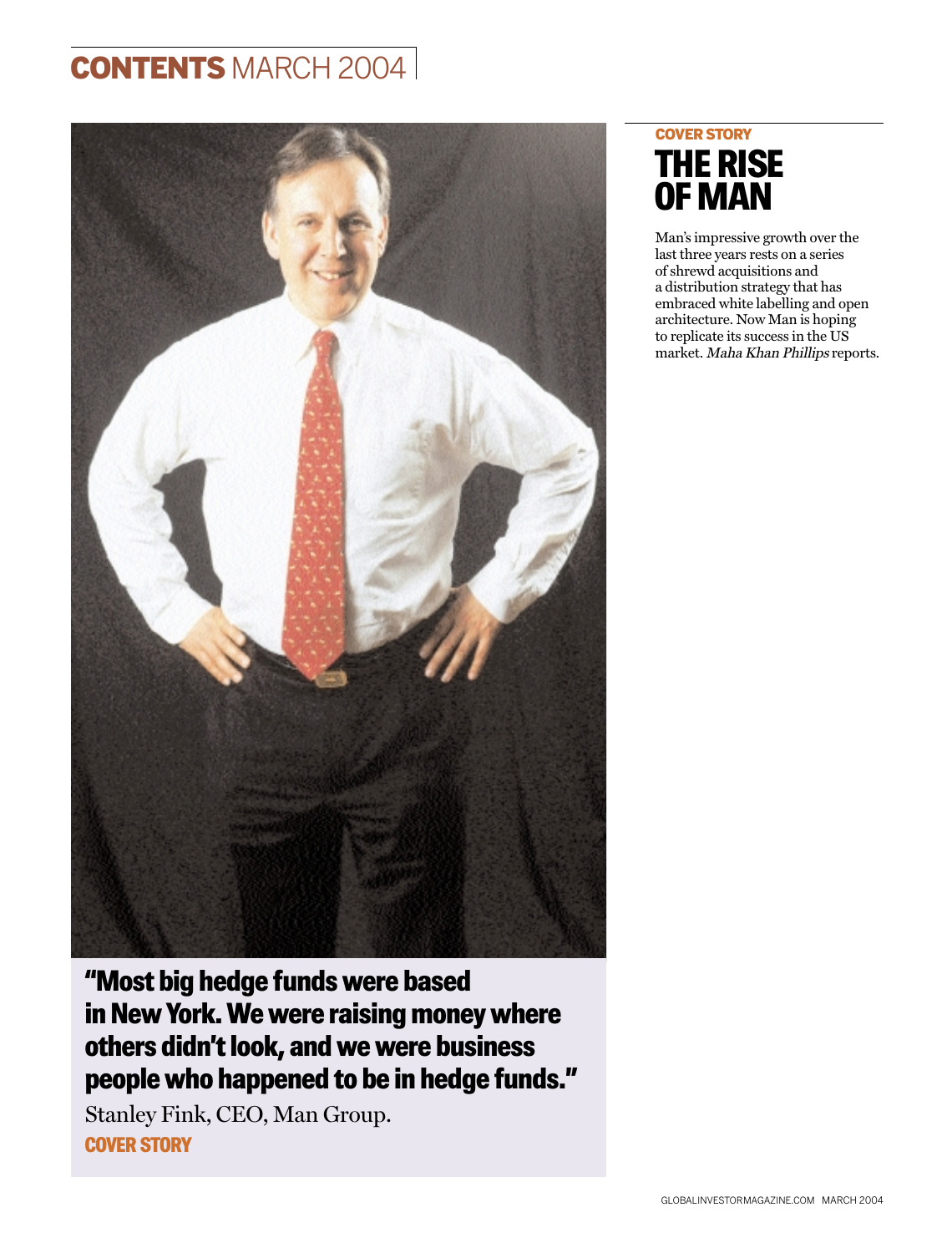# CONTENTS MARCH 2004

**"Most big hedge funds were based in New York. We were raising money where others didn't look, and we were business people who happened to be in hedge funds."**

Stanley Fink, CEO, Man Group.

**COVER STORY**

**COVER STORY**

## THE RISE OF MAN

Man's impressive growth over the last three years rests on a series of shrewd acquisitions and a distribution strategy that has embraced white labelling and open architecture. Now Man is hoping to replicate its success in the US market. *Maha Khan Phillips* reports.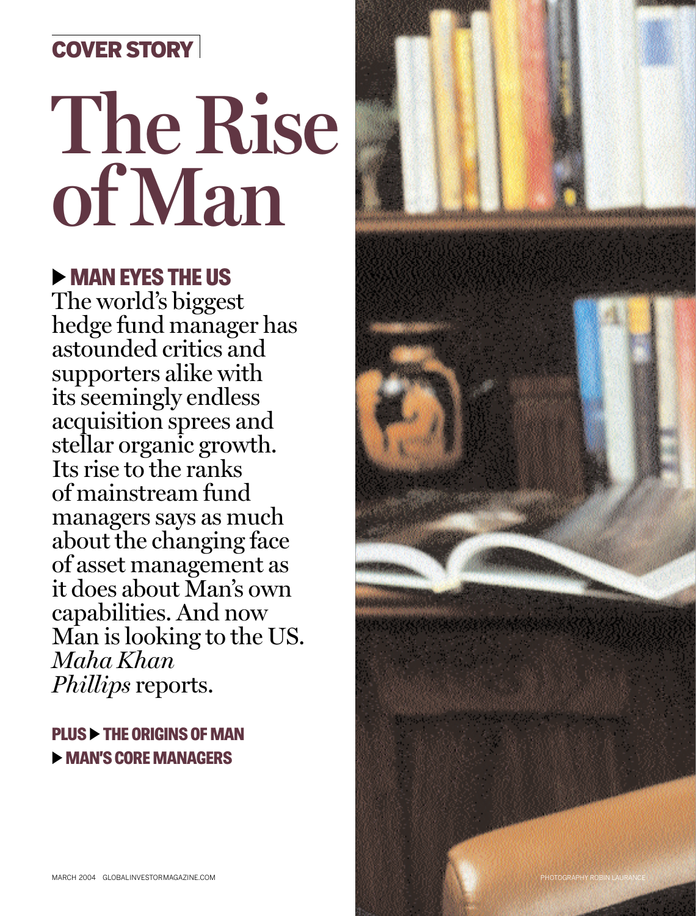COVER STORY

# The Rise of Man

▶ **MAN EYES THE US**

The world's biggest hedge fund manager has astounded critics and supporters alike with its seemingly endless acquisition sprees and stellar organic growth. Its rise to the ranks of mainstream fund managers says as much about the changing face of asset management as it does about Man's own capabilities. And now Man is looking to the US. *Maha Khan Phillips* reports.

**PLUS ▶ THE ORIGINS OF MAN**

**▶ MAN'S CORE MANAGERS**

PHOTOGRAPHY ROBIN LAURANCE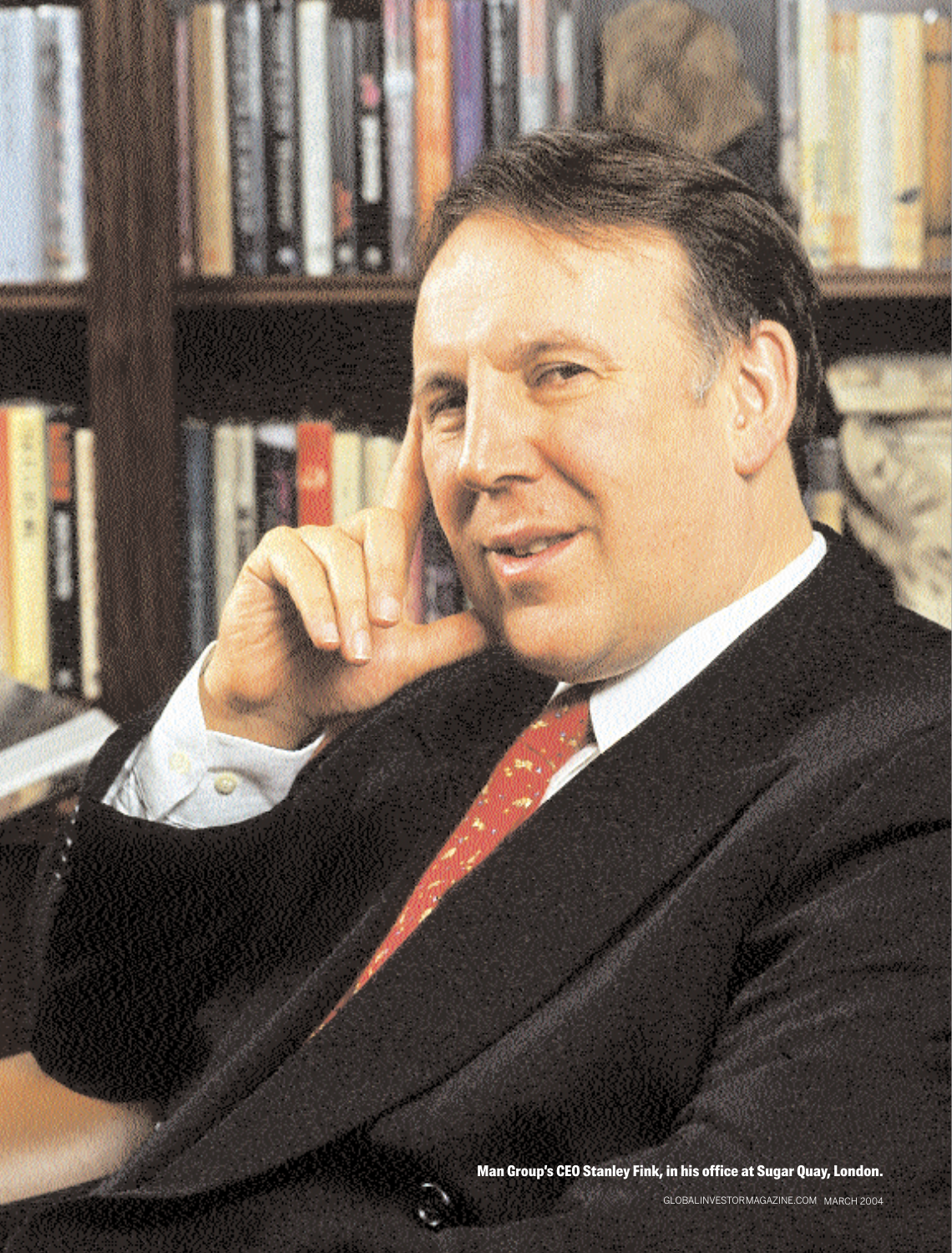**Man Group's CEO Stanley Fink, in his office at Sugar Quay, London.**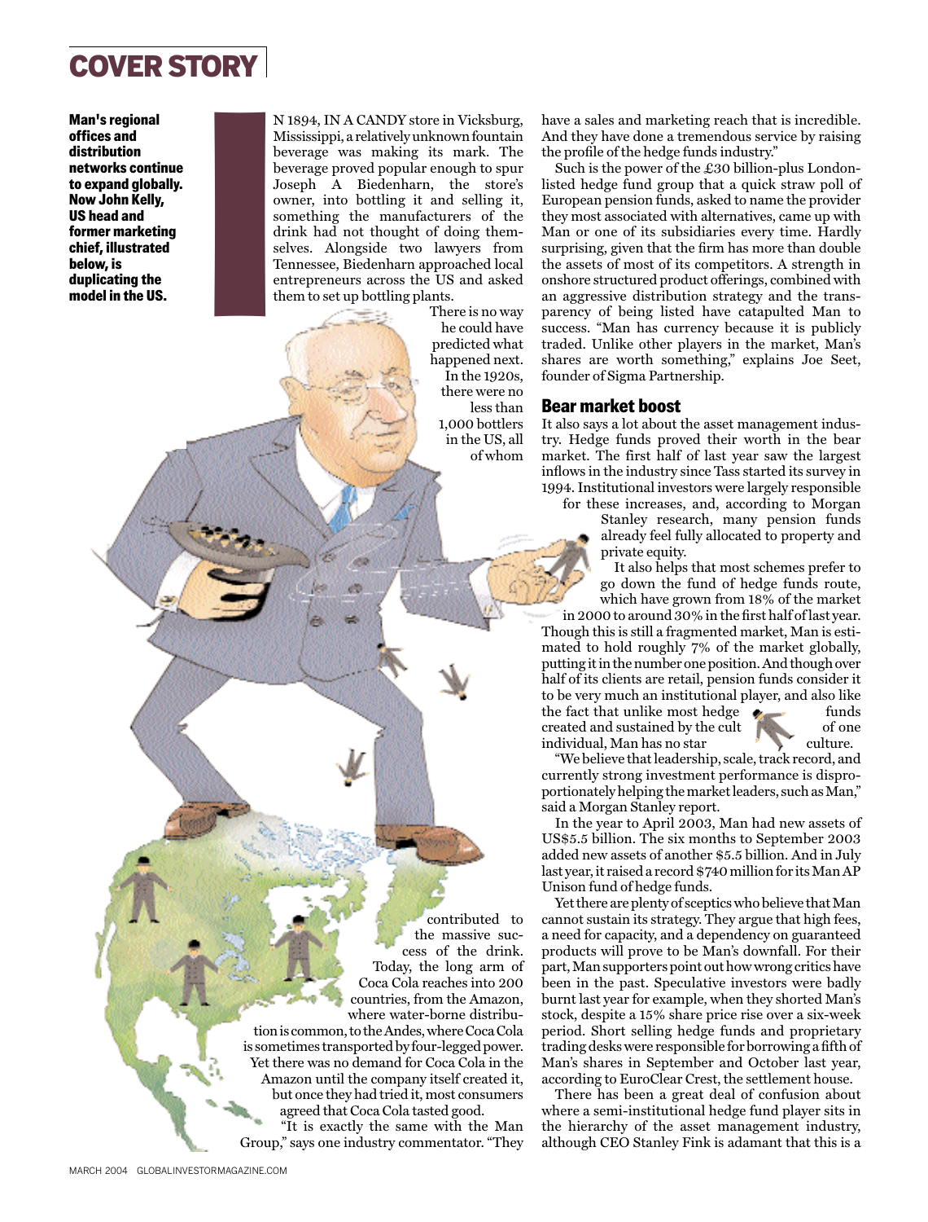# COVER STORY

**Man's regional offices and distribution networks continue to expand globally. Now John Kelly, US head and former marketing chief, illustrated below, is duplicating the model in the US.**

IN 1894, IN A CANDY store in Vicksburg, Mississippi, a relatively unknown fountain beverage was making its mark. The beverage proved popular enough to spur Joseph A Biedenharn, the store's owner, into bottling it and selling it, something the manufacturers of the drink had not thought of doing themselves. Alongside two lawyers from Tennessee, Biedenharn approached local entrepreneurs across the US and asked them to set up bottling plants.

There is no way he could have predicted what happened next. In the 1920s, there were no less than 1,000 bottlers in the US, all of whom contributed to the massive success of the drink. Today, the long arm of Coca Cola reaches into 200 countries, from the Amazon, where water-borne distribution is common, to the Andes, where Coca Cola is sometimes transported by four-legged power. Yet there was no demand for Coca Cola in the Amazon until the company itself created it, but once they had tried it, most consumers agreed that Coca Cola tasted good.

"It is exactly the same with the Man Group," says one industry commentator. "They have a sales and marketing reach that is incredible. And they have done a tremendous service by raising the profile of the hedge funds industry."

Such is the power of the £30 billion-plus London-listed hedge fund group that a quick straw poll of European pension funds, asked to name the provider they most associated with alternatives, came up with Man or one of its subsidiaries every time. Hardly surprising, given that the firm has more than double the assets of most of its competitors. A strength in onshore structured product offerings, combined with an aggressive distribution strategy and the transparency of being listed have catapulted Man to success. "Man has currency because it is publicly traded. Unlike other players in the market, Man's shares are worth something," explains Joe Seet, founder of Sigma Partnership.

## Bear market boost

It also says a lot about the asset management industry. Hedge funds proved their worth in the bear market. The first half of last year saw the largest inflows in the industry since Tass started its survey in 1994. Institutional investors were largely responsible for these increases, and, according to Morgan Stanley research, many pension funds already feel fully allocated to property and private equity.

It also helps that most schemes prefer to go down the fund of hedge funds route, which have grown from 18% of the market in 2000 to around 30% in the first half of last year. Though this is still a fragmented market, Man is estimated to hold roughly 7% of the market globally, putting it in the number one position. And though over half of its clients are retail, pension funds consider it to be very much an institutional player, and also like the fact that unlike most hedge funds created and sustained by the cult of one individual, Man has no star culture.

"We believe that leadership, scale, track record, and currently strong investment performance is disproportionately helping the market leaders, such as Man," said a Morgan Stanley report.

In the year to April 2003, Man had new assets of US$5.5 billion. The six months to September 2003 added new assets of another $5.5 billion. And in July last year, it raised a record $740 million for its Man AP Unison fund of hedge funds.

Yet there are plenty of sceptics who believe that Man cannot sustain its strategy. They argue that high fees, a need for capacity, and a dependency on guaranteed products will prove to be Man's downfall. For their part, Man supporters point out how wrong critics have been in the past. Speculative investors were badly burnt last year for example, when they shorted Man's stock, despite a 15% share price rise over a six-week period. Short selling hedge funds and proprietary trading desks were responsible for borrowing a fifth of Man's shares in September and October last year, according to EuroClear Crest, the settlement house.

There has been a great deal of confusion about where a semi-institutional hedge fund player sits in the hierarchy of the asset management industry, although CEO Stanley Fink is adamant that this is a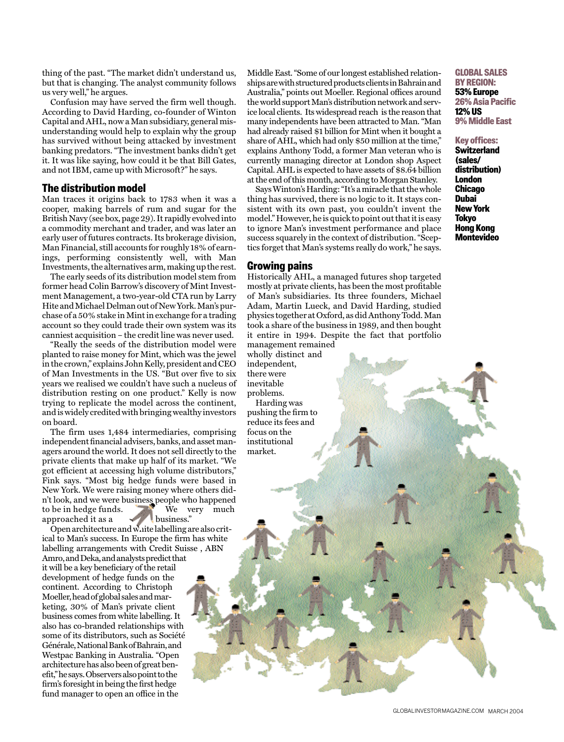thing of the past. "The market didn't understand us, but that is changing. The analyst community follows us very well," he argues.

Confusion may have served the firm well though. According to David Harding, co-founder of Winton Capital and AHL, now a Man subsidiary, general misunderstanding would help to explain why the group has survived without being attacked by investment banking predators. "The investment banks didn't get it. It was like saying, how could it be that Bill Gates, and not IBM, came up with Microsoft?" he says.

## The distribution model

Man traces it origins back to 1783 when it was a cooper, making barrels of rum and sugar for the British Navy (see box, page 29). It rapidly evolved into a commodity merchant and trader, and was later an early user of futures contracts. Its brokerage division, Man Financial, still accounts for roughly 18% of earnings, performing consistently well, with Man Investments, the alternatives arm, making up the rest.

The early seeds of its distribution model stem from former head Colin Barrow's discovery of Mint Investment Management, a two-year-old CTA run by Larry Hite and Michael Delman out of New York. Man's purchase of a 50% stake in Mint in exchange for a trading account so they could trade their own system was its canniest acquisition – the credit line was never used.

"Really the seeds of the distribution model were planted to raise money for Mint, which was the jewel in the crown," explains John Kelly, president and CEO of Man Investments in the US. "But over five to six years we realised we couldn't have such a nucleus of distribution resting on one product." Kelly is now trying to replicate the model across the continent, and is widely credited with bringing wealthy investors on board.

The firm uses 1,484 intermediaries, comprising independent financial advisers, banks, and asset managers around the world. It does not sell directly to the private clients that make up half of its market. "We got efficient at accessing high volume distributors," Fink says. "Most big hedge funds were based in New York. We were raising money where others didn't look, and we were business people who happened to be in hedge funds. We very much approached it as a business."

Open architecture and white labelling are also critical to Man's success. In Europe the firm has white labelling arrangements with Credit Suisse , ABN Amro, and Deka, and analysts predict that it will be a key beneficiary of the retail development of hedge funds on the continent. According to Christoph Moeller, head of global sales and marketing, 30% of Man's private client business comes from white labelling. It also has co-branded relationships with some of its distributors, such as Société Générale, National Bank of Bahrain, and Westpac Banking in Australia. "Open architecture has also been of great benefit," he says. Observers also point to the firm's foresight in being the first hedge fund manager to open an office in the Middle East. "Some of our longest established relationships are with structured products clients in Bahrain and Australia," points out Moeller. Regional offices around the world support Man's distribution network and service local clients. Its widespread reach is the reason that many independents have been attracted to Man. "Man had already raised $1 billion for Mint when it bought a share of AHL, which had only $50 million at the time," explains Anthony Todd, a former Man veteran who is currently managing director at London shop Aspect Capital. AHL is expected to have assets of $8.64 billion at the end of this month, according to Morgan Stanley.

Says Winton's Harding: "It's a miracle that the whole thing has survived, there is no logic to it. It stays consistent with its own past, you couldn't invent the model." However, he is quick to point out that it is easy to ignore Man's investment performance and place success squarely in the context of distribution. "Sceptics forget that Man's systems really do work," he says.

## Growing pains

Historically AHL, a managed futures shop targeted mostly at private clients, has been the most profitable of Man's subsidiaries. Its three founders, Michael Adam, Martin Lueck, and David Harding, studied physics together at Oxford, as did Anthony Todd. Man took a share of the business in 1989, and then bought it entire in 1994. Despite the fact that portfolio management remained wholly distinct and independent, there were inevitable problems.

Harding was pushing the firm to reduce its fees and focus on the institutional market.

**GLOBAL SALES BY REGION:**
**53% Europe**
**26% Asia Pacific**
**12% US**
**9% Middle East**

**Key offices:**
**Switzerland (sales/ distribution)**
**London**
**Chicago**
**Dubai**
**New York**
**Tokyo**
**Hong Kong**
**Montevideo**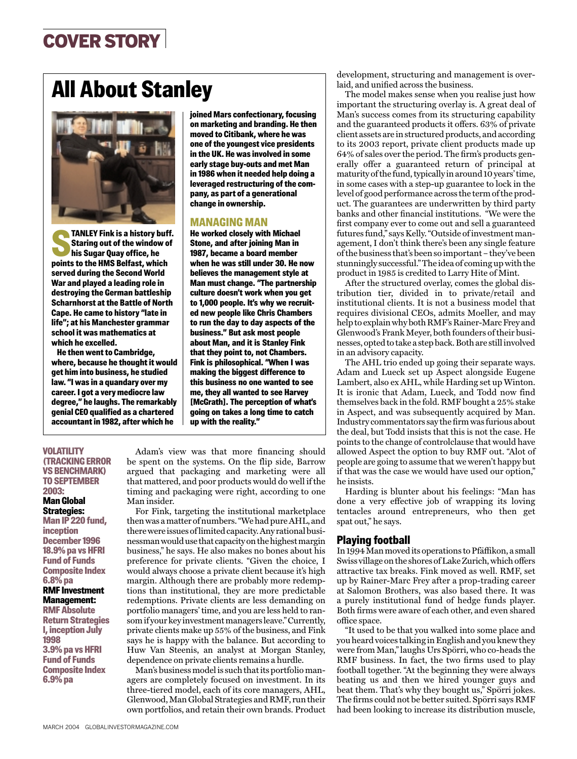## All About Stanley

**STANLEY Fink is a history buff. Staring out of the window of his Sugar Quay office, he points to the HMS Belfast, which served during the Second World War and played a leading role in destroying the German battleship Scharnhorst at the Battle of North Cape. He came to history "late in life"; at his Manchester grammar school it was mathematics at which he excelled.**

**He then went to Cambridge, where, because he thought it would get him into business, he studied law. "I was in a quandary over my career. I got a very mediocre law degree," he laughs. The remarkably genial CEO qualified as a chartered accountant in 1982, after which he joined Mars confectionary, focusing on marketing and branding. He then moved to Citibank, where he was one of the youngest vice presidents in the UK. He was involved in some early stage buy-outs and met Man in 1986 when it needed help doing a leveraged restructuring of the company, as part of a generational change in ownership.**

### MANAGING MAN

**He worked closely with Michael Stone, and after joining Man in 1987, became a board member when he was still under 30. He now believes the management style at Man must change. "The partnership culture doesn't work when you get to 1,000 people. It's why we recruited new people like Chris Chambers to run the day to day aspects of the business." But ask most people about Man, and it is Stanley Fink that they point to, not Chambers. Fink is philosophical. "When I was making the biggest difference to this business no one wanted to see me, they all wanted to see Harvey [McGrath]. The perception of what's going on takes a long time to catch up with the reality."**

**VOLATILITY (TRACKING ERROR VS BENCHMARK) TO SEPTEMBER 2003:**

**Man Global Strategies:**
**Man IP 220 fund, inception December 1996 18.9% pa vs HFRI Fund of Funds Composite Index 6.8% pa**

**RMF Investment Management:**
**RMF Absolute Return Strategies I, inception July 1998 3.9% pa vs HFRI Fund of Funds Composite Index 6.9% pa**

Adam's view was that more financing should be spent on the systems. On the flip side, Barrow argued that packaging and marketing were all that mattered, and poor products would do well if the timing and packaging were right, according to one Man insider.

For Fink, targeting the institutional marketplace then was a matter of numbers. "We had pure AHL, and there were issues of limited capacity. Any rational businessman would use that capacity on the highest margin business," he says. He also makes no bones about his preference for private clients. "Given the choice, I would always choose a private client because it's high margin. Although there are probably more redemptions than institutional, they are more predictable redemptions. Private clients are less demanding on portfolio managers' time, and you are less held to ransom if your key investment managers leave." Currently, private clients make up 55% of the business, and Fink says he is happy with the balance. But according to Huw Van Steenis, an analyst at Morgan Stanley, dependence on private clients remains a hurdle.

Man's business model is such that its portfolio managers are completely focused on investment. In its three-tiered model, each of its core managers, AHL, Glenwood, Man Global Strategies and RMF, run their own portfolios, and retain their own brands. Product development, structuring and management is overlaid, and unified across the business.

The model makes sense when you realise just how important the structuring overlay is. A great deal of Man's success comes from its structuring capability and the guaranteed products it offers. 63% of private client assets are in structured products, and according to its 2003 report, private client products made up 64% of sales over the period. The firm's products generally offer a guaranteed return of principal at maturity of the fund, typically in around 10 years' time, in some cases with a step-up guarantee to lock in the level of good performance across the term of the product. The guarantees are underwritten by third party banks and other financial institutions. "We were the first company ever to come out and sell a guaranteed futures fund," says Kelly. "Outside of investment management, I don't think there's been any single feature of the business that's been so important – they've been stunningly successful." The idea of coming up with the product in 1985 is credited to Larry Hite of Mint.

After the structured overlay, comes the global distribution tier, divided in to private/retail and institutional clients. It is not a business model that requires divisional CEOs, admits Moeller, and may help to explain why both RMF's Rainer-Marc Frey and Glenwood's Frank Meyer, both founders of their businesses, opted to take a step back. Both are still involved in an advisory capacity.

The AHL trio ended up going their separate ways. Adam and Lueck set up Aspect alongside Eugene Lambert, also ex AHL, while Harding set up Winton. It is ironic that Adam, Lueck, and Todd now find themselves back in the fold. RMF bought a 25% stake in Aspect, and was subsequently acquired by Man. Industry commentators say the firm was furious about the deal, but Todd insists that this is not the case. He points to the change of controlclause that would have allowed Aspect the option to buy RMF out. "Alot of people are going to assume that we weren't happy but if that was the case we would have used our option," he insists.

Harding is blunter about his feelings: "Man has done a very effective job of wrapping its loving tentacles around entrepreneurs, who then get spat out," he says.

### Playing football

In 1994 Man moved its operations to Pfäffikon, a small Swiss village on the shores of Lake Zurich, which offers attractive tax breaks. Fink moved as well. RMF, set up by Rainer-Marc Frey after a prop-trading career at Salomon Brothers, was also based there. It was a purely institutional fund of hedge funds player. Both firms were aware of each other, and even shared office space.

"It used to be that you walked into some place and you heard voices talking in English and you knew they were from Man," laughs Urs Spörri, who co-heads the RMF business. In fact, the two firms used to play football together. "At the beginning they were always beating us and then we hired younger guys and beat them. That's why they bought us," Spörri jokes. The firms could not be better suited. Spörri says RMF had been looking to increase its distribution muscle,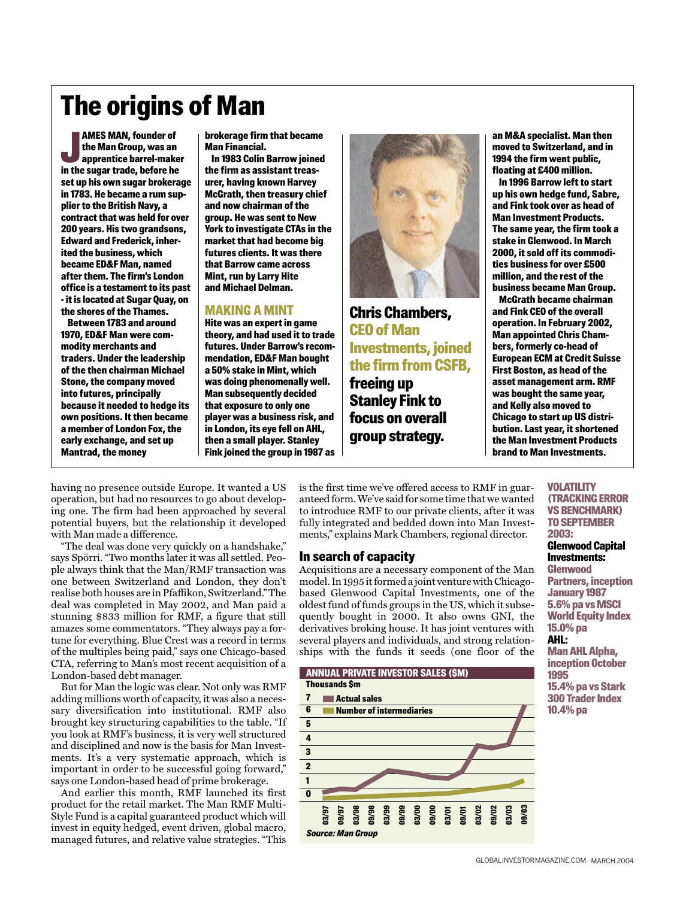# The origins of Man

**JAMES MAN, founder of the Man Group, was an apprentice barrel-maker in the sugar trade, before he set up his own sugar brokerage in 1783. He became a rum supplier to the British Navy, a contract that was held for over 200 years. His two grandsons, Edward and Frederick, inherited the business, which became ED&F Man, named after them. The firm's London office is a testament to its past - it is located at Sugar Quay, on the shores of the Thames.**

**Between 1783 and around 1970, ED&F Man were commodity merchants and traders. Under the leadership of the then chairman Michael Stone, the company moved into futures, principally because it needed to hedge its own positions. It then became a member of London Fox, the early exchange, and set up Mantrad, the money brokerage firm that became Man Financial.**

**In 1983 Colin Barrow joined the firm as assistant treasurer, having known Harvey McGrath, then treasury chief and now chairman of the group. He was sent to New York to investigate CTAs in the market that had become big futures clients. It was there that Barrow came across Mint, run by Larry Hite and Michael Delman.**

## MAKING A MINT

**Hite was an expert in game theory, and had used it to trade futures. Under Barrow's recommendation, ED&F Man bought a 50% stake in Mint, which was doing phenomenally well. Man subsequently decided that exposure to only one player was a business risk, and in London, its eye fell on AHL, then a small player. Stanley Fink joined the group in 1987 as an M&A specialist. Man then moved to Switzerland, and in 1994 the firm went public, floating at £400 million.**

**In 1996 Barrow left to start up his own hedge fund, Sabre, and Fink took over as head of Man Investment Products. The same year, the firm took a stake in Glenwood. In March 2000, it sold off its commodities business for over £500 million, and the rest of the business became Man Group.**

**McGrath became chairman and Fink CEO of the overall operation. In February 2002, Man appointed Chris Chambers, formerly co-head of European ECM at Credit Suisse First Boston, as head of the asset management arm. RMF was bought the same year, and Kelly also moved to Chicago to start up US distribution. Last year, it shortened the Man Investment Products brand to Man Investments.**

**Chris Chambers, CEO of Man Investments, joined the firm from CSFB, freeing up Stanley Fink to focus on overall group strategy.**

having no presence outside Europe. It wanted a US operation, but had no resources to go about developing one. The firm had been approached by several potential buyers, but the relationship it developed with Man made a difference.

"The deal was done very quickly on a handshake," says Spörri. "Two months later it was all settled. People always think that the Man/RMF transaction was one between Switzerland and London, they don't realise both houses are in Pfaffikon, Switzerland." The deal was completed in May 2002, and Man paid a stunning $833 million for RMF, a figure that still amazes some commentators. "They always pay a fortune for everything. Blue Crest was a record in terms of the multiples being paid," says one Chicago-based CTA, referring to Man's most recent acquisition of a London-based debt manager.

But for Man the logic was clear. Not only was RMF adding millions worth of capacity, it was also a necessary diversification into institutional. RMF also brought key structuring capabilities to the table. "If you look at RMF's business, it is very well structured and disciplined and now is the basis for Man Investments. It's a very systematic approach, which is important in order to be successful going forward," says one London-based head of prime brokerage.

And earlier this month, RMF launched its first product for the retail market. The Man RMF Multi-Style Fund is a capital guaranteed product which will invest in equity hedged, event driven, global macro, managed futures, and relative value strategies. "This is the first time we've offered access to RMF in guaranteed form. We've said for some time that we wanted to introduce RMF to our private clients, after it was fully integrated and bedded down into Man Investments," explains Mark Chambers, regional director.

## In search of capacity

Acquisitions are a necessary component of the Man model. In 1995 it formed a joint venture with Chicago-based Glenwood Capital Investments, one of the oldest fund of funds groups in the US, which it subsequently bought in 2000. It also owns GNI, the derivatives broking house. It has joint ventures with several players and individuals, and strong relationships with the funds it seeds (one floor of the

**ANNUAL PRIVATE INVESTOR SALES ($M)**

Thousands $m

Legend: Actual sales; Number of intermediaries

Y-axis: 0–7. X-axis: 03/97, 09/97, 03/98, 09/98, 03/99, 09/99, 03/00, 09/00, 03/01, 09/01, 03/02, 09/02, 03/03, 09/03

*Source: Man Group*

**VOLATILITY (TRACKING ERROR VS BENCHMARK) TO SEPTEMBER 2003:**

**Glenwood Capital Investments:**
Glenwood Partners, inception January 1987
5.6% pa vs MSCI World Equity Index 15.0% pa

**AHL:**
Man AHL Alpha, inception October 1995
15.4% pa vs Stark 300 Trader Index 10.4% pa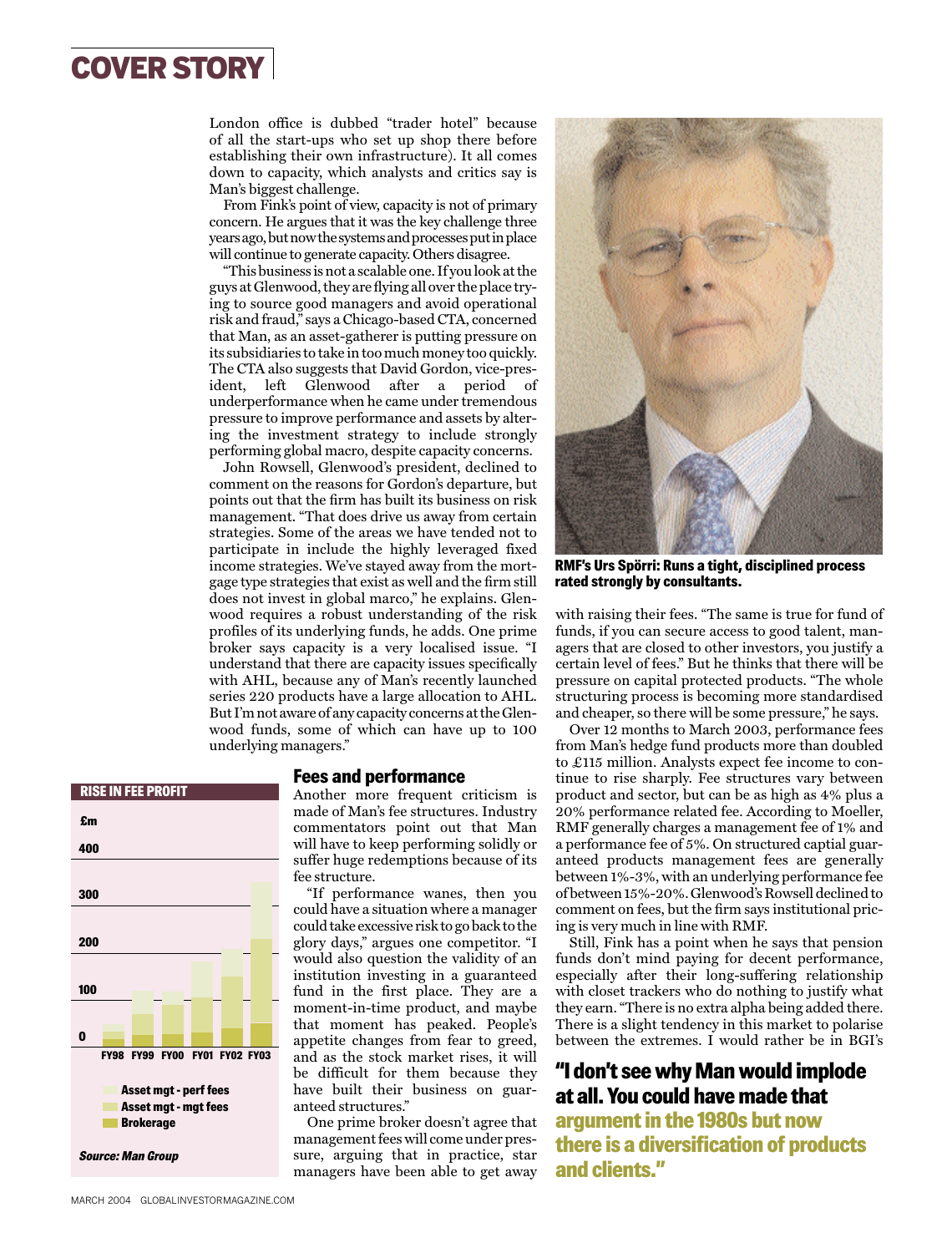London office is dubbed "trader hotel" because of all the start-ups who set up shop there before establishing their own infrastructure). It all comes down to capacity, which analysts and critics say is Man's biggest challenge.

From Fink's point of view, capacity is not of primary concern. He argues that it was the key challenge three years ago, but now the systems and processes put in place will continue to generate capacity. Others disagree.

"This business is not a scalable one. If you look at the guys at Glenwood, they are flying all over the place trying to source good managers and avoid operational risk and fraud," says a Chicago-based CTA, concerned that Man, as an asset-gatherer is putting pressure on its subsidiaries to take in too much money too quickly. The CTA also suggests that David Gordon, vice-president, left Glenwood after a period of underperformance when he came under tremendous pressure to improve performance and assets by altering the investment strategy to include strongly performing global macro, despite capacity concerns.

John Rowsell, Glenwood's president, declined to comment on the reasons for Gordon's departure, but points out that the firm has built its business on risk management. "That does drive us away from certain strategies. Some of the areas we have tended not to participate in include the highly leveraged fixed income strategies. We've stayed away from the mortgage type strategies that exist as well and the firm still does not invest in global marco," he explains. Glenwood requires a robust understanding of the risk profiles of its underlying funds, he adds. One prime broker says capacity is a very localised issue. "I understand that there are capacity issues specifically with AHL, because any of Man's recently launched series 220 products have a large allocation to AHL. But I'm not aware of any capacity concerns at the Glenwood funds, some of which can have up to 100 underlying managers."

## Fees and performance

Another more frequent criticism is made of Man's fee structures. Industry commentators point out that Man will have to keep performing solidly or suffer huge redemptions because of its fee structure.

"If performance wanes, then you could have a situation where a manager could take excessive risk to go back to the glory days," argues one competitor. "I would also question the validity of an institution investing in a guaranteed fund in the first place. They are a moment-in-time product, and maybe that moment has peaked. People's appetite changes from fear to greed, and as the stock market rises, it will be difficult for them because they have built their business on guaranteed structures."

One prime broker doesn't agree that management fees will come under pressure, arguing that in practice, star managers have been able to get away with raising their fees. "The same is true for fund of funds, if you can secure access to good talent, managers that are closed to other investors, you justify a certain level of fees." But he thinks that there will be pressure on capital protected products. "The whole structuring process is becoming more standardised and cheaper, so there will be some pressure," he says.

Over 12 months to March 2003, performance fees from Man's hedge fund products more than doubled to £115 million. Analysts expect fee income to continue to rise sharply. Fee structures vary between product and sector, but can be as high as 4% plus a 20% performance related fee. According to Moeller, RMF generally charges a management fee of 1% and a performance fee of 5%. On structured captial guaranteed products management fees are generally between 1%-3%, with an underlying performance fee of between 15%-20%. Glenwood's Rowsell declined to comment on fees, but the firm says institutional pricing is very much in line with RMF.

Still, Fink has a point when he says that pension funds don't mind paying for decent performance, especially after their long-suffering relationship with closet trackers who do nothing to justify what they earn. "There is no extra alpha being added there. There is a slight tendency in this market to polarise between the extremes. I would rather be in BGI's

**RISE IN FEE PROFIT**

£m

(Chart: FY98–FY03, axis 0–400; Asset mgt - perf fees; Asset mgt - mgt fees; Brokerage)

*Source: Man Group*

**RMF's Urs Spörri: Runs a tight, disciplined process rated strongly by consultants.**

**"I don't see why Man would implode at all. You could have made that argument in the 1980s but now there is a diversification of products and clients."**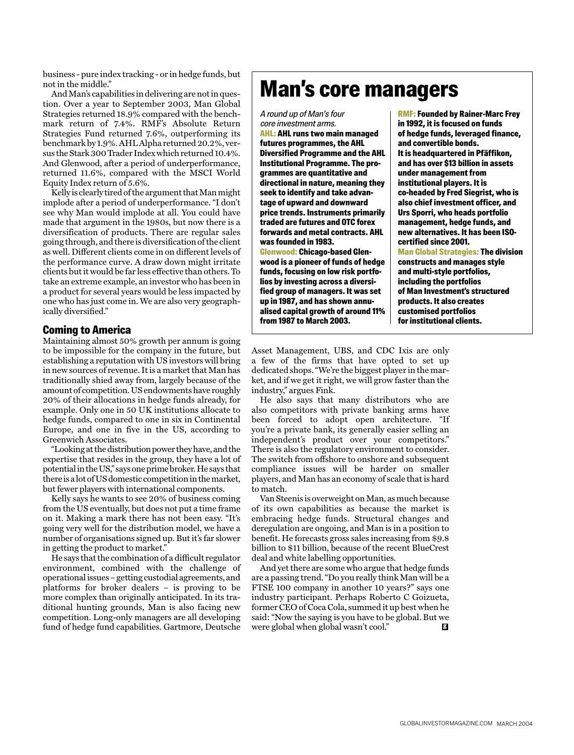business - pure index tracking - or in hedge funds, but not in the middle."

And Man's capabilities in delivering are not in question. Over a year to September 2003, Man Global Strategies returned 18.9% compared with the benchmark return of 7.4%. RMF's Absolute Return Strategies Fund returned 7.6%, outperforming its benchmark by 1.9%. AHL Alpha returned 20.2%, versus the Stark 300 Trader Index which returned 10.4%. And Glenwood, after a period of underperformance, returned 11.6%, compared with the MSCI World Equity Index return of 5.6%.

Kelly is clearly tired of the argument that Man might implode after a period of underperformance. "I don't see why Man would implode at all. You could have made that argument in the 1980s, but now there is a diversification of products. There are regular sales going through, and there is diversification of the client as well. Different clients come in on different levels of the performance curve. A draw down might irritate clients but it would be far less effective than others. To take an extreme example, an investor who has been in a product for several years would be less impacted by one who has just come in. We are also very geographically diversified."

## Coming to America

Maintaining almost 50% growth per annum is going to be impossible for the company in the future, but establishing a reputation with US investors will bring in new sources of revenue. It is a market that Man has traditionally shied away from, largely because of the amount of competition. US endowments have roughly 20% of their allocations in hedge funds already, for example. Only one in 50 UK institutions allocate to hedge funds, compared to one in six in Continental Europe, and one in five in the US, according to Greenwich Associates.

"Looking at the distribution power they have, and the expertise that resides in the group, they have a lot of potential in the US," says one prime broker. He says that there is a lot of US domestic competition in the market, but fewer players with international components.

Kelly says he wants to see 20% of business coming from the US eventually, but does not put a time frame on it. Making a mark there has not been easy. "It's going very well for the distribution model, we have a number of organisations signed up. But it's far slower in getting the product to market."

He says that the combination of a difficult regulator environment, combined with the challenge of operational issues – getting custodial agreements, and platforms for broker dealers – is proving to be more complex than originally anticipated. In its traditional hunting grounds, Man is also facing new competition. Long-only managers are all developing fund of hedge fund capabilities. Gartmore, Deutsche Asset Management, UBS, and CDC Ixis are only a few of the firms that have opted to set up dedicated shops. "We're the biggest player in the market, and if we get it right, we will grow faster than the industry," argues Fink.

He also says that many distributors who are also competitors with private banking arms have been forced to adopt open architecture. "If you're a private bank, its generally easier selling an independent's product over your competitors." There is also the regulatory environment to consider. The switch from offshore to onshore and subsequent compliance issues will be harder on smaller players, and Man has an economy of scale that is hard to match.

Van Steenis is overweight on Man, as much because of its own capabilities as because the market is embracing hedge funds. Structural changes and deregulation are ongoing, and Man is in a position to benefit. He forecasts gross sales increasing from $9.8 billion to $11 billion, because of the recent BlueCrest deal and white labelling opportunities.

And yet there are some who argue that hedge funds are a passing trend. "Do you really think Man will be a FTSE 100 company in another 10 years?" says one industry participant. Perhaps Roberto C Goizueta, former CEO of Coca Cola, summed it up best when he said: "Now the saying is you have to be global. But we were global when global wasn't cool."

## Man's core managers

*A round up of Man's four core investment arms.*

**AHL: AHL runs two main managed futures programmes, the AHL Diversified Programme and the AHL Institutional Programme. The programmes are quantitative and directional in nature, meaning they seek to identify and take advantage of upward and downward price trends. Instruments primarily traded are futures and OTC forex forwards and metal contracts. AHL was founded in 1983.**

**Glenwood: Chicago-based Glenwood is a pioneer of funds of hedge funds, focusing on low risk portfolios by investing across a diversified group of managers. It was set up in 1987, and has shown annualised capital growth of around 11% from 1987 to March 2003.**

**RMF: Founded by Rainer-Marc Frey in 1992, it is focused on funds of hedge funds, leveraged finance, and convertible bonds. It is headquartered in Pfäffikon, and has over $13 billion in assets under management from institutional players. It is co-headed by Fred Siegrist, who is also chief investment officer, and Urs Sporri, who heads portfolio management, hedge funds, and new alternatives. It has been ISO-certified since 2001.**

**Man Global Strategies: The division constructs and manages style and multi-style portfolios, including the portfolios of Man Investment's structured products. It also creates customised portfolios for institutional clients.**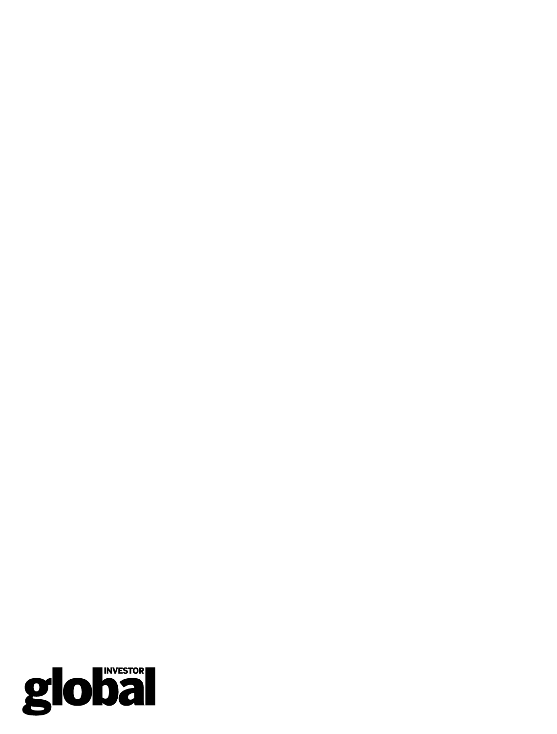global INVESTOR